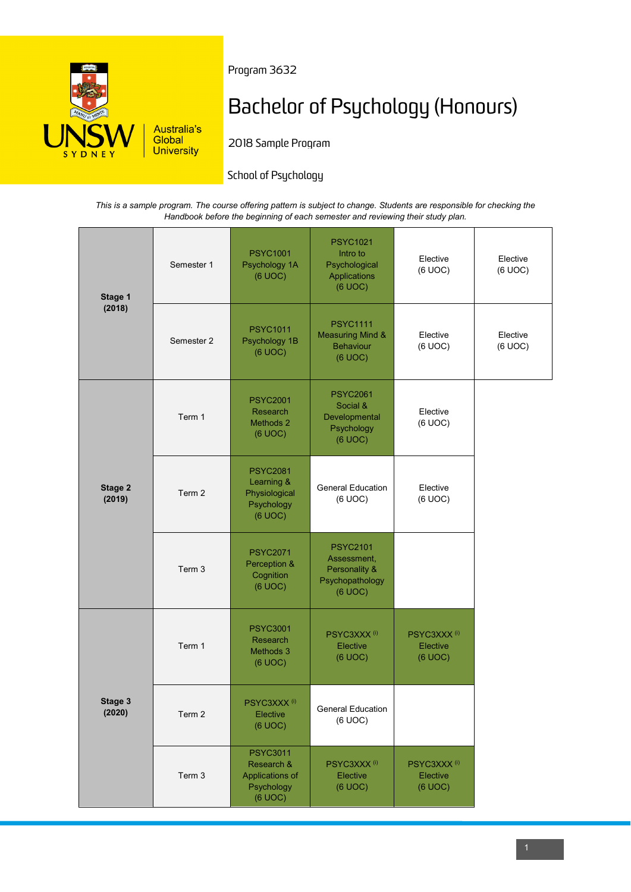Program 3632

# Bachelor of Psychology (Honours)

2018 Sample Program

School of Psychology

*This is a sample program. The course offering pattern is subject to change. Students are responsible for checking the Handbook before the beginning of each semester and reviewing their study plan.*

| Stage | Period | | | | |
|---|---|---|---|---|---|
| **Stage 1 (2018)** | Semester 1 | PSYC1001 Psychology 1A (6 UOC) | PSYC1021 Intro to Psychological Applications (6 UOC) | Elective (6 UOC) | Elective (6 UOC) |
| | Semester 2 | PSYC1011 Psychology 1B (6 UOC) | PSYC1111 Measuring Mind & Behaviour (6 UOC) | Elective (6 UOC) | Elective (6 UOC) |
| **Stage 2 (2019)** | Term 1 | PSYC2001 Research Methods 2 (6 UOC) | PSYC2061 Social & Developmental Psychology (6 UOC) | Elective (6 UOC) | |
| | Term 2 | PSYC2081 Learning & Physiological Psychology (6 UOC) | General Education (6 UOC) | Elective (6 UOC) | |
| | Term 3 | PSYC2071 Perception & Cognition (6 UOC) | PSYC2101 Assessment, Personality & Psychopathology (6 UOC) | | |
| **Stage 3 (2020)** | Term 1 | PSYC3001 Research Methods 3 (6 UOC) | PSYC3XXX (i) Elective (6 UOC) | PSYC3XXX (i) Elective (6 UOC) | |
| | Term 2 | PSYC3XXX (i) Elective (6 UOC) | General Education (6 UOC) | | |
| | Term 3 | PSYC3011 Research & Applications of Psychology (6 UOC) | PSYC3XXX (i) Elective (6 UOC) | PSYC3XXX (i) Elective (6 UOC) | |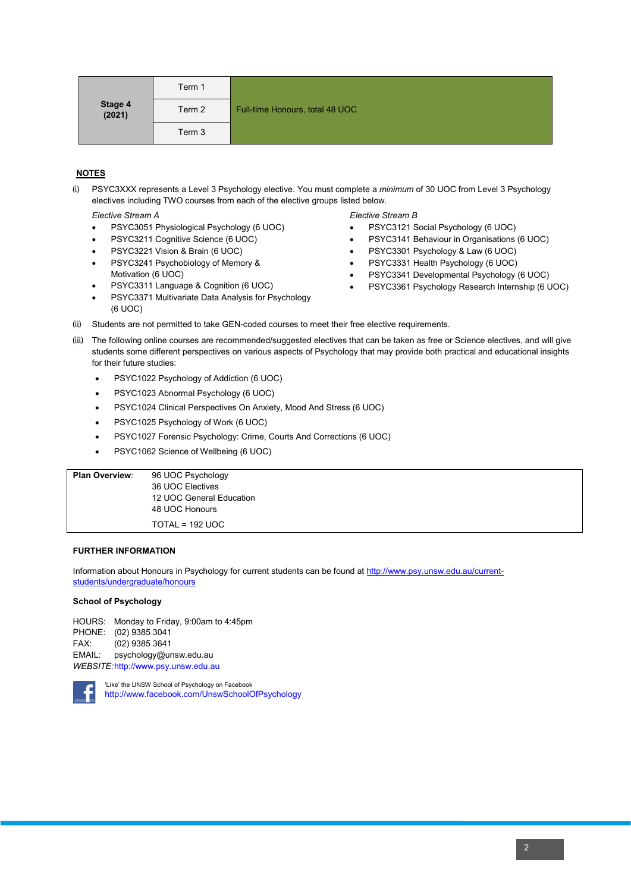| | | |
|---|---|---|
| **Stage 4 (2021)** | Term 1 | Full-time Honours, total 48 UOC |
| | Term 2 | |
| | Term 3 | |

**NOTES**

(i) PSYC3XXX represents a Level 3 Psychology elective. You must complete a *minimum* of 30 UOC from Level 3 Psychology electives including TWO courses from each of the elective groups listed below.

*Elective Stream A*

- PSYC3051 Physiological Psychology (6 UOC)
- PSYC3211 Cognitive Science (6 UOC)
- PSYC3221 Vision & Brain (6 UOC)
- PSYC3241 Psychobiology of Memory & Motivation (6 UOC)
- PSYC3311 Language & Cognition (6 UOC)
- PSYC3371 Multivariate Data Analysis for Psychology (6 UOC)

*Elective Stream B*

- PSYC3121 Social Psychology (6 UOC)
- PSYC3141 Behaviour in Organisations (6 UOC)
- PSYC3301 Psychology & Law (6 UOC)
- PSYC3331 Health Psychology (6 UOC)
- PSYC3341 Developmental Psychology (6 UOC)
- PSYC3361 Psychology Research Internship (6 UOC)

(ii) Students are not permitted to take GEN-coded courses to meet their free elective requirements.

(iii) The following online courses are recommended/suggested electives that can be taken as free or Science electives, and will give students some different perspectives on various aspects of Psychology that may provide both practical and educational insights for their future studies:

- PSYC1022 Psychology of Addiction (6 UOC)
- PSYC1023 Abnormal Psychology (6 UOC)
- PSYC1024 Clinical Perspectives On Anxiety, Mood And Stress (6 UOC)
- PSYC1025 Psychology of Work (6 UOC)
- PSYC1027 Forensic Psychology: Crime, Courts And Corrections (6 UOC)
- PSYC1062 Science of Wellbeing (6 UOC)

| | |
|---|---|
| **Plan Overview**: | 96 UOC Psychology<br>36 UOC Electives<br>12 UOC General Education<br>48 UOC Honours<br><br>TOTAL = 192 UOC |

**FURTHER INFORMATION**

Information about Honours in Psychology for current students can be found at http://www.psy.unsw.edu.au/current-students/undergraduate/honours

**School of Psychology**

HOURS: Monday to Friday, 9:00am to 4:45pm
PHONE: (02) 9385 3041
FAX: (02) 9385 3641
EMAIL: psychology@unsw.edu.au
*WEBSITE:* http://www.psy.unsw.edu.au

'Like' the UNSW School of Psychology on Facebook
http://www.facebook.com/UnswSchoolOfPsychology